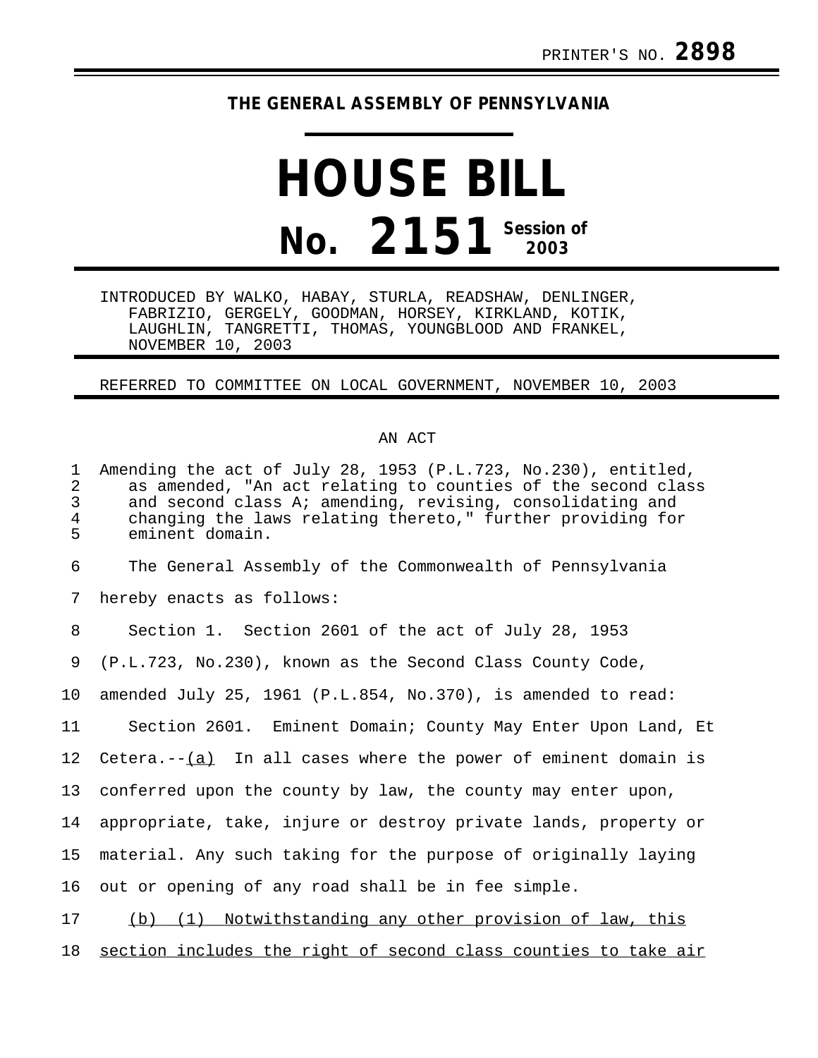PRINTER'S NO. **2898**

**THE GENERAL ASSEMBLY OF PENNSYLVANIA**

# HOUSE BILL

# No. 2151 Session of 2003

INTRODUCED BY WALKO, HABAY, STURLA, READSHAW, DENLINGER, FABRIZIO, GERGELY, GOODMAN, HORSEY, KIRKLAND, KOTIK, LAUGHLIN, TANGRETTI, THOMAS, YOUNGBLOOD AND FRANKEL, NOVEMBER 10, 2003

REFERRED TO COMMITTEE ON LOCAL GOVERNMENT, NOVEMBER 10, 2003

AN ACT

Amending the act of July 28, 1953 (P.L.723, No.230), entitled, as amended, "An act relating to counties of the second class and second class A; amending, revising, consolidating and changing the laws relating thereto," further providing for eminent domain.

The General Assembly of the Commonwealth of Pennsylvania hereby enacts as follows:

Section 1. Section 2601 of the act of July 28, 1953 (P.L.723, No.230), known as the Second Class County Code, amended July 25, 1961 (P.L.854, No.370), is amended to read:

Section 2601. Eminent Domain; County May Enter Upon Land, Et Cetera.--<u>(a)</u> In all cases where the power of eminent domain is conferred upon the county by law, the county may enter upon, appropriate, take, injure or destroy private lands, property or material. Any such taking for the purpose of originally laying out or opening of any road shall be in fee simple.

<u>(b) (1) Notwithstanding any other provision of law, this section includes the right of second class counties to take air</u>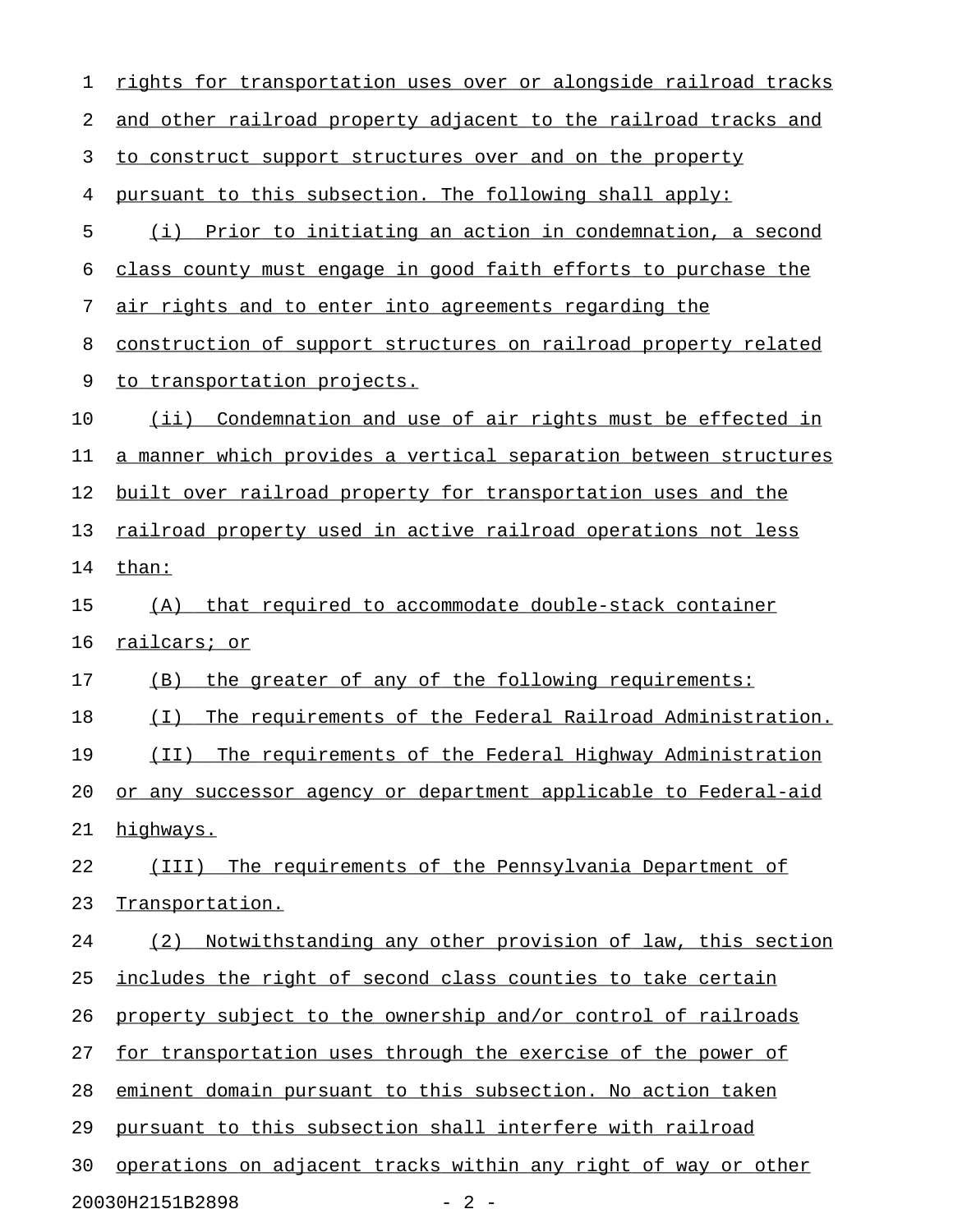rights for transportation uses over or alongside railroad tracks and other railroad property adjacent to the railroad tracks and to construct support structures over and on the property pursuant to this subsection. The following shall apply:

(i) Prior to initiating an action in condemnation, a second class county must engage in good faith efforts to purchase the air rights and to enter into agreements regarding the construction of support structures on railroad property related to transportation projects.

(ii) Condemnation and use of air rights must be effected in a manner which provides a vertical separation between structures built over railroad property for transportation uses and the railroad property used in active railroad operations not less than:

(A) that required to accommodate double-stack container railcars; or

(B) the greater of any of the following requirements:

(I) The requirements of the Federal Railroad Administration.

(II) The requirements of the Federal Highway Administration or any successor agency or department applicable to Federal-aid highways.

(III) The requirements of the Pennsylvania Department of Transportation.

(2) Notwithstanding any other provision of law, this section includes the right of second class counties to take certain property subject to the ownership and/or control of railroads for transportation uses through the exercise of the power of eminent domain pursuant to this subsection. No action taken pursuant to this subsection shall interfere with railroad operations on adjacent tracks within any right of way or other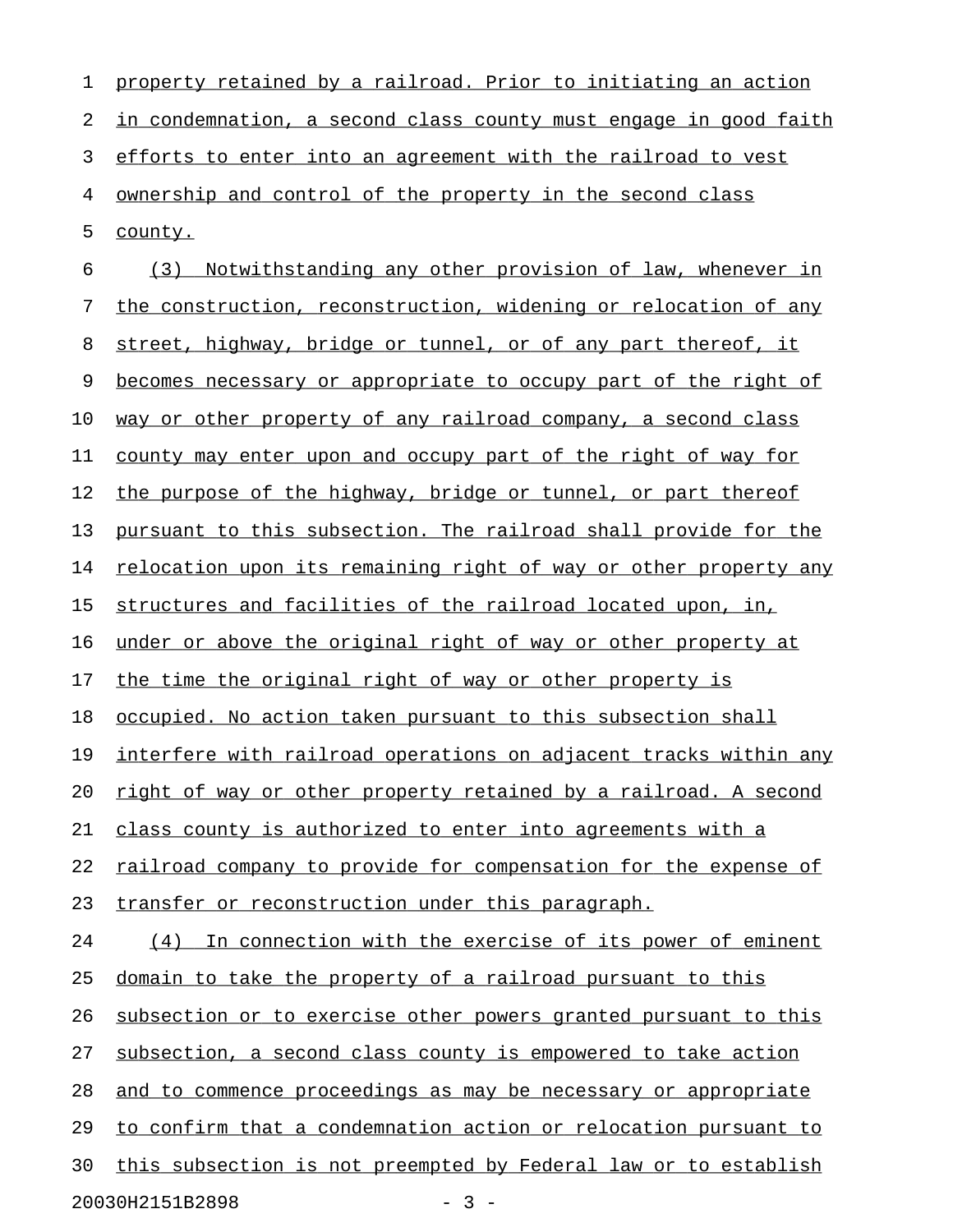property retained by a railroad. Prior to initiating an action in condemnation, a second class county must engage in good faith efforts to enter into an agreement with the railroad to vest ownership and control of the property in the second class county.

(3) Notwithstanding any other provision of law, whenever in the construction, reconstruction, widening or relocation of any street, highway, bridge or tunnel, or of any part thereof, it becomes necessary or appropriate to occupy part of the right of way or other property of any railroad company, a second class county may enter upon and occupy part of the right of way for the purpose of the highway, bridge or tunnel, or part thereof pursuant to this subsection. The railroad shall provide for the relocation upon its remaining right of way or other property any structures and facilities of the railroad located upon, in, under or above the original right of way or other property at the time the original right of way or other property is occupied. No action taken pursuant to this subsection shall interfere with railroad operations on adjacent tracks within any right of way or other property retained by a railroad. A second class county is authorized to enter into agreements with a railroad company to provide for compensation for the expense of transfer or reconstruction under this paragraph.

(4) In connection with the exercise of its power of eminent domain to take the property of a railroad pursuant to this subsection or to exercise other powers granted pursuant to this subsection, a second class county is empowered to take action and to commence proceedings as may be necessary or appropriate to confirm that a condemnation action or relocation pursuant to this subsection is not preempted by Federal law or to establish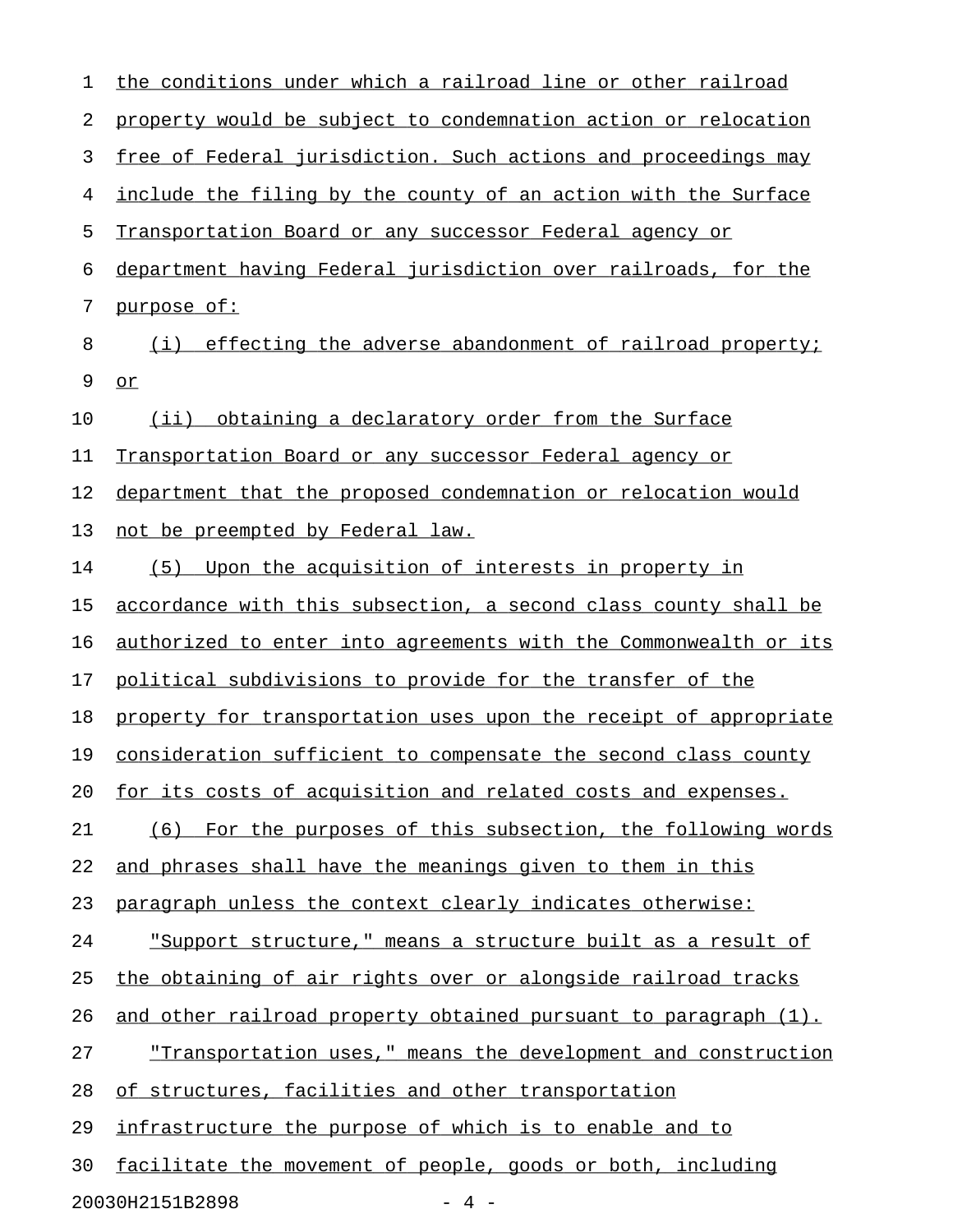the conditions under which a railroad line or other railroad property would be subject to condemnation action or relocation free of Federal jurisdiction. Such actions and proceedings may include the filing by the county of an action with the Surface Transportation Board or any successor Federal agency or department having Federal jurisdiction over railroads, for the purpose of:

(i) effecting the adverse abandonment of railroad property; or

(ii) obtaining a declaratory order from the Surface Transportation Board or any successor Federal agency or department that the proposed condemnation or relocation would not be preempted by Federal law.

(5) Upon the acquisition of interests in property in accordance with this subsection, a second class county shall be authorized to enter into agreements with the Commonwealth or its political subdivisions to provide for the transfer of the property for transportation uses upon the receipt of appropriate consideration sufficient to compensate the second class county for its costs of acquisition and related costs and expenses.

(6) For the purposes of this subsection, the following words and phrases shall have the meanings given to them in this paragraph unless the context clearly indicates otherwise:

"Support structure," means a structure built as a result of the obtaining of air rights over or alongside railroad tracks and other railroad property obtained pursuant to paragraph (1).

"Transportation uses," means the development and construction of structures, facilities and other transportation infrastructure the purpose of which is to enable and to facilitate the movement of people, goods or both, including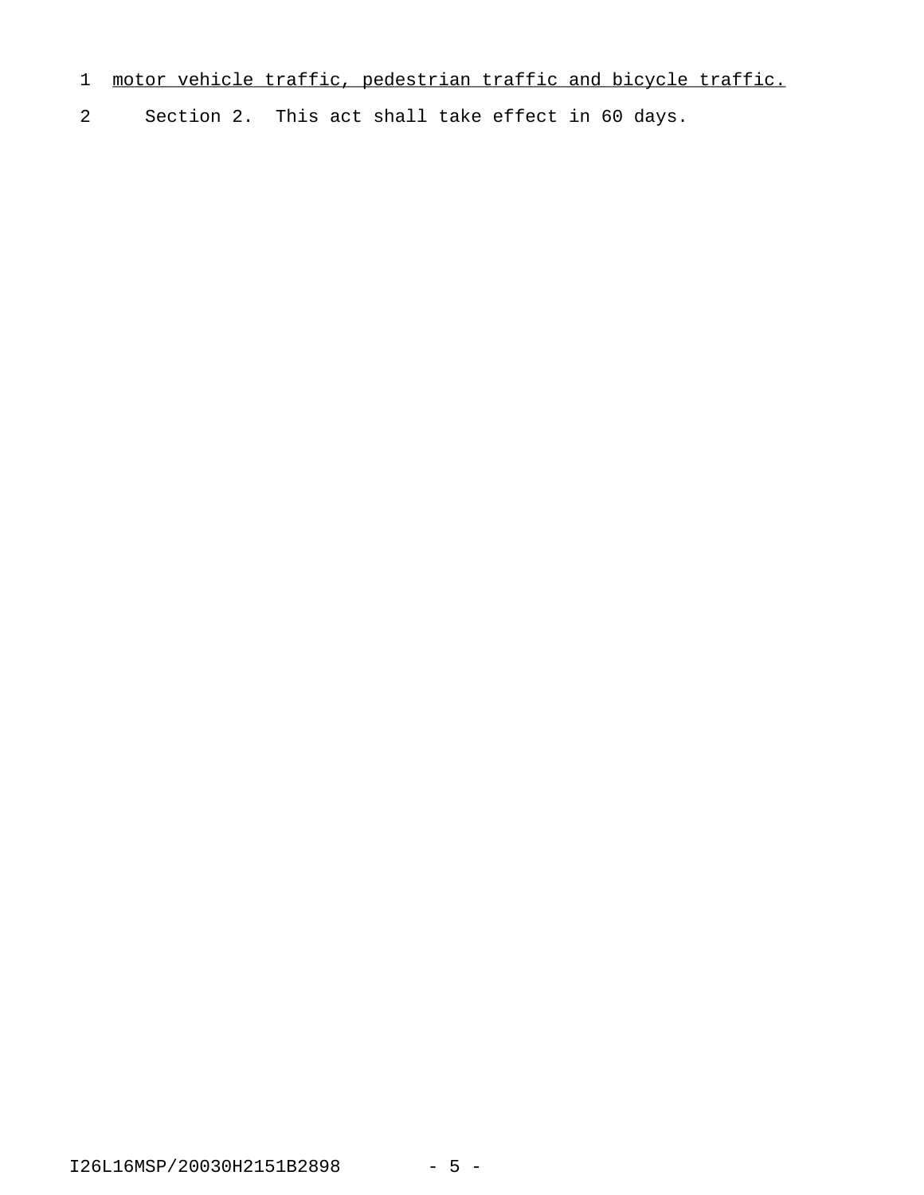motor vehicle traffic, pedestrian traffic and bicycle traffic.

Section 2. This act shall take effect in 60 days.